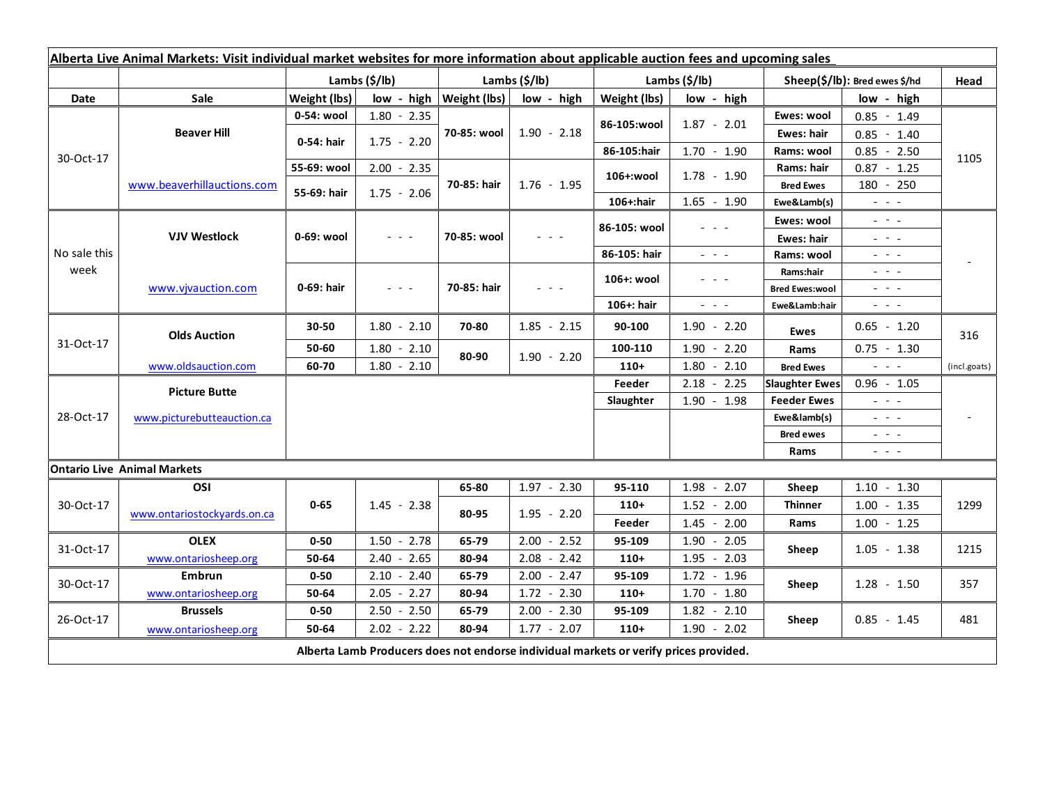| **Alberta Live Animal Markets: Visit individual market websites for more information about applicable auction fees and upcoming sales** | | | | | | | | | | |
|---|---|---|---|---|---|---|---|---|---|---|
| | | **Lambs ($/lb)** | | **Lambs ($/lb)** | | **Lambs ($/lb)** | | **Sheep($/lb): Bred ewes $/hd** | | **Head** |
| **Date** | **Sale** | **Weight (lbs)** | **low - high** | **Weight (lbs)** | **low - high** | **Weight (lbs)** | **low - high** | | **low - high** | |
| 30-Oct-17 | **Beaver Hill** | **0-54: wool** | 1.80 - 2.35 | **70-85: wool** | 1.90 - 2.18 | **86-105:wool** | 1.87 - 2.01 | **Ewes: wool** | 0.85 - 1.49 | 1105 |
| | | **0-54: hair** | 1.75 - 2.20 | | | | | **Ewes: hair** | 0.85 - 1.40 | |
| | | | | | | **86-105:hair** | 1.70 - 1.90 | **Rams: wool** | 0.85 - 2.50 | |
| | www.beaverhillauctions.com | **55-69: wool** | 2.00 - 2.35 | **70-85: hair** | 1.76 - 1.95 | **106+:wool** | 1.78 - 1.90 | **Rams: hair** | 0.87 - 1.25 | |
| | | **55-69: hair** | 1.75 - 2.06 | | | | | **Bred Ewes** | 180 - 250 | |
| | | | | | | **106+:hair** | 1.65 - 1.90 | **Ewe&Lamb(s)** | - - - | |
| No sale this week | **VJV Westlock** | **0-69: wool** | - - - | **70-85: wool** | - - - | **86-105: wool** | - - - | **Ewes: wool** | - - - | - |
| | | | | | | | | **Ewes: hair** | - - - | |
| | | | | | | **86-105: hair** | - - - | **Rams: wool** | - - - | |
| | www.vjvauction.com | **0-69: hair** | - - - | **70-85: hair** | - - - | **106+: wool** | - - - | **Rams:hair** | - - - | |
| | | | | | | | | **Bred Ewes:wool** | - - - | |
| | | | | | | **106+: hair** | - - - | **Ewe&Lamb:hair** | - - - | |
| 31-Oct-17 | **Olds Auction** | **30-50** | 1.80 - 2.10 | **70-80** | 1.85 - 2.15 | **90-100** | 1.90 - 2.20 | **Ewes** | 0.65 - 1.20 | 316 |
| | | **50-60** | 1.80 - 2.10 | **80-90** | 1.90 - 2.20 | **100-110** | 1.90 - 2.20 | **Rams** | 0.75 - 1.30 | |
| | www.oldsauction.com | **60-70** | 1.80 - 2.10 | | | **110+** | 1.80 - 2.10 | **Bred Ewes** | - - - | (incl.goats) |
| 28-Oct-17 | **Picture Butte** | | | | | **Feeder** | 2.18 - 2.25 | **Slaughter Ewes** | 0.96 - 1.05 | - |
| | www.picturebutteauction.ca | | | | | **Slaughter** | 1.90 - 1.98 | **Feeder Ewes** | - - - | |
| | | | | | | | | **Ewe&lamb(s)** | - - - | |
| | | | | | | | | **Bred ewes** | - - - | |
| | | | | | | | | **Rams** | - - - | |
| **Ontario Live Animal Markets** | | | | | | | | | | |
| 30-Oct-17 | **OSI** | **0-65** | 1.45 - 2.38 | **65-80** | 1.97 - 2.30 | **95-110** | 1.98 - 2.07 | **Sheep** | 1.10 - 1.30 | 1299 |
| | www.ontariostockyards.on.ca | | | **80-95** | 1.95 - 2.20 | **110+** | 1.52 - 2.00 | **Thinner** | 1.00 - 1.35 | |
| | | | | | | **Feeder** | 1.45 - 2.00 | **Rams** | 1.00 - 1.25 | |
| 31-Oct-17 | **OLEX** | **0-50** | 1.50 - 2.78 | **65-79** | 2.00 - 2.52 | **95-109** | 1.90 - 2.05 | **Sheep** | 1.05 - 1.38 | 1215 |
| | www.ontariosheep.org | **50-64** | 2.40 - 2.65 | **80-94** | 2.08 - 2.42 | **110+** | 1.95 - 2.03 | | | |
| 30-Oct-17 | **Embrun** | **0-50** | 2.10 - 2.40 | **65-79** | 2.00 - 2.47 | **95-109** | 1.72 - 1.96 | **Sheep** | 1.28 - 1.50 | 357 |
| | www.ontariosheep.org | **50-64** | 2.05 - 2.27 | **80-94** | 1.72 - 2.30 | **110+** | 1.70 - 1.80 | | | |
| 26-Oct-17 | **Brussels** | **0-50** | 2.50 - 2.50 | **65-79** | 2.00 - 2.30 | **95-109** | 1.82 - 2.10 | **Sheep** | 0.85 - 1.45 | 481 |
| | www.ontariosheep.org | **50-64** | 2.02 - 2.22 | **80-94** | 1.77 - 2.07 | **110+** | 1.90 - 2.02 | | | |

**Alberta Lamb Producers does not endorse individual markets or verify prices provided.**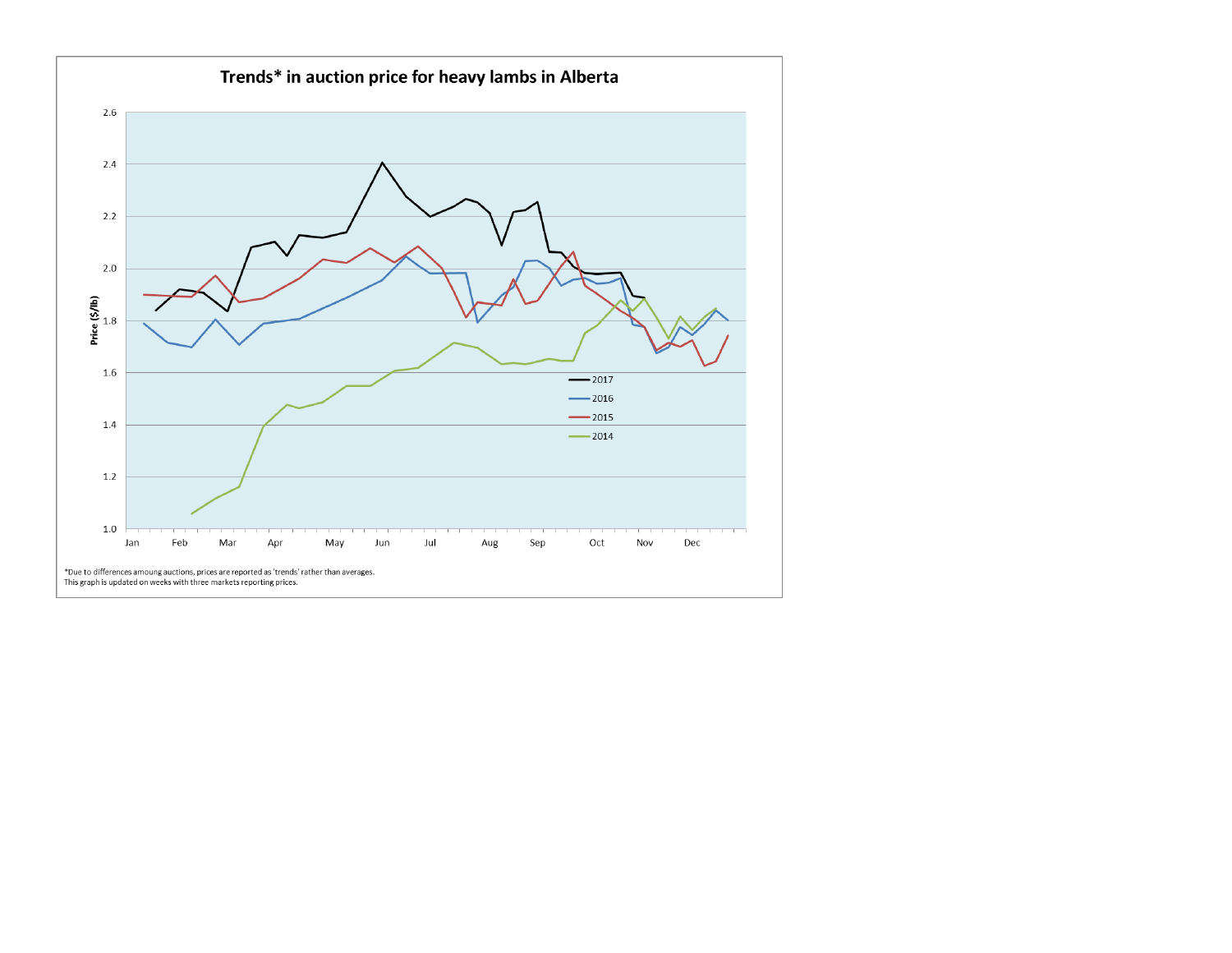# Trends* in auction price for heavy lambs in Alberta

Price ($/lb)

2.6
2.4
2.2
2.0
1.8
1.6
1.4
1.2
1.0

Jan Feb Mar Apr May Jun Jul Aug Sep Oct Nov Dec

2017
2016
2015
2014

*Due to differences amoung auctions, prices are reported as 'trends' rather than averages.
This graph is updated on weeks with three markets reporting prices.